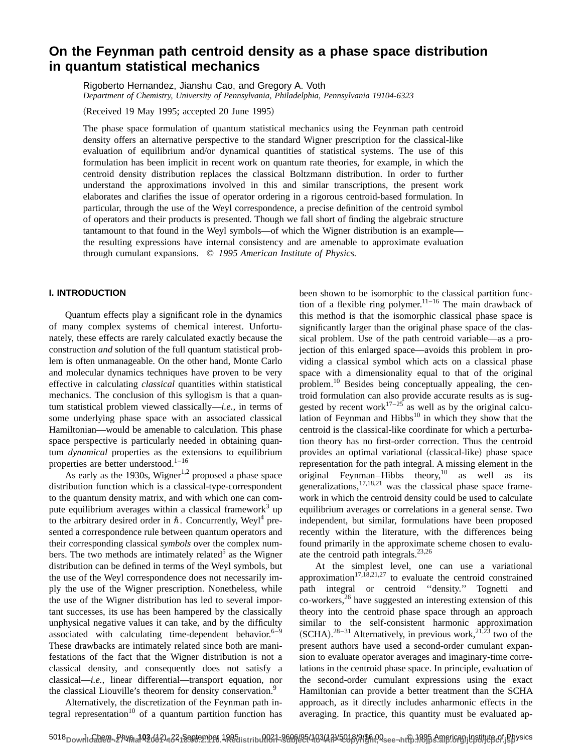# On the Feynman path centroid density as a phase space distribution in quantum statistical mechanics

Rigoberto Hernandez, Jianshu Cao, and Gregory A. Voth

*Department of Chemistry, University of Pennsylvania, Philadelphia, Pennsylvania 19104-6323*

(Received 19 May 1995; accepted 20 June 1995)

The phase space formulation of quantum statistical mechanics using the Feynman path centroid density offers an alternative perspective to the standard Wigner prescription for the classical-like evaluation of equilibrium and/or dynamical quantities of statistical systems. The use of this formulation has been implicit in recent work on quantum rate theories, for example, in which the centroid density distribution replaces the classical Boltzmann distribution. In order to further understand the approximations involved in this and similar transcriptions, the present work elaborates and clarifies the issue of operator ordering in a rigorous centroid-based formulation. In particular, through the use of the Weyl correspondence, a precise definition of the centroid symbol of operators and their products is presented. Though we fall short of finding the algebraic structure tantamount to that found in the Weyl symbols—of which the Wigner distribution is an example—the resulting expressions have internal consistency and are amenable to approximate evaluation through cumulant expansions. © *1995 American Institute of Physics.*

## I. INTRODUCTION

Quantum effects play a significant role in the dynamics of many complex systems of chemical interest. Unfortunately, these effects are rarely calculated exactly because the construction *and* solution of the full quantum statistical problem is often unmanageable. On the other hand, Monte Carlo and molecular dynamics techniques have proven to be very effective in calculating *classical* quantities within statistical mechanics. The conclusion of this syllogism is that a quantum statistical problem viewed classically—*i.e.,* in terms of some underlying phase space with an associated classical Hamiltonian—would be amenable to calculation. This phase space perspective is particularly needed in obtaining quantum *dynamical* properties as the extensions to equilibrium properties are better understood.[1–16]

As early as the 1930s, Wigner[1,2] proposed a phase space distribution function which is a classical-type-correspondent to the quantum density matrix, and with which one can compute equilibrium averages within a classical framework[3] up to the arbitrary desired order in $\hbar$. Concurrently, Weyl[4] presented a correspondence rule between quantum operators and their corresponding classical *symbols* over the complex numbers. The two methods are intimately related[5] as the Wigner distribution can be defined in terms of the Weyl symbols, but the use of the Weyl correspondence does not necessarily imply the use of the Wigner prescription. Nonetheless, while the use of the Wigner distribution has led to several important successes, its use has been hampered by the classically unphysical negative values it can take, and by the difficulty associated with calculating time-dependent behavior.[6–9] These drawbacks are intimately related since both are manifestations of the fact that the Wigner distribution is not a classical density, and consequently does not satisfy a classical—*i.e.,* linear differential—transport equation, nor the classical Liouville's theorem for density conservation.[9]

Alternatively, the discretization of the Feynman path integral representation[10] of a quantum partition function has been shown to be isomorphic to the classical partition function of a flexible ring polymer.[11–16] The main drawback of this method is that the isomorphic classical phase space is significantly larger than the original phase space of the classical problem. Use of the path centroid variable—as a projection of this enlarged space—avoids this problem in providing a classical symbol which acts on a classical phase space with a dimensionality equal to that of the original problem.[10] Besides being conceptually appealing, the centroid formulation can also provide accurate results as is suggested by recent work[17–25] as well as by the original calculation of Feynman and Hibbs[10] in which they show that the centroid is the classical-like coordinate for which a perturbation theory has no first-order correction. Thus the centroid provides an optimal variational (classical-like) phase space representation for the path integral. A missing element in the original Feynman–Hibbs theory,[10] as well as its generalizations,[17,18,21] was the classical phase space framework in which the centroid density could be used to calculate equilibrium averages or correlations in a general sense. Two independent, but similar, formulations have been proposed recently within the literature, with the differences being found primarily in the approximate scheme chosen to evaluate the centroid path integrals.[23,26]

At the simplest level, one can use a variational approximation[17,18,21,27] to evaluate the centroid constrained path integral or centroid "density." Tognetti and co-workers,[26] have suggested an interesting extension of this theory into the centroid phase space through an approach similar to the self-consistent harmonic approximation (SCHA).[28–31] Alternatively, in previous work,[21,23] two of the present authors have used a second-order cumulant expansion to evaluate operator averages and imaginary-time correlations in the centroid phase space. In principle, evaluation of the second-order cumulant expressions using the exact Hamiltonian can provide a better treatment than the SCHA approach, as it directly includes anharmonic effects in the averaging. In practice, this quantity must be evaluated ap-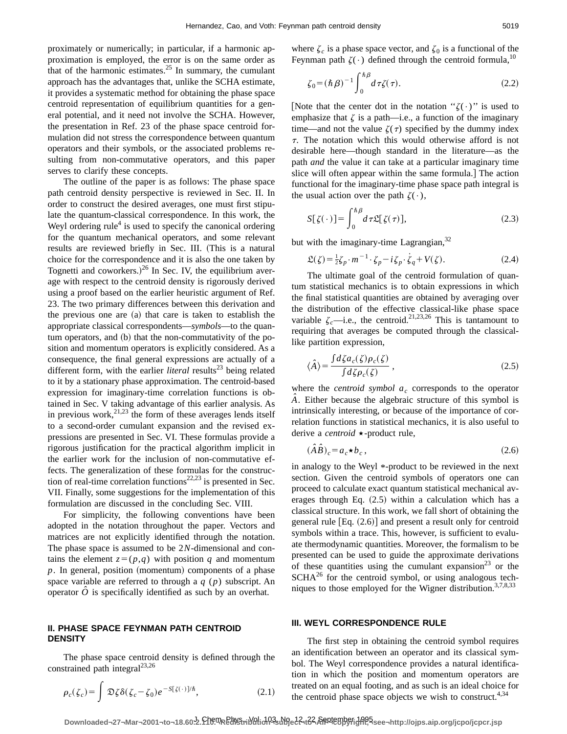proximately or numerically; in particular, if a harmonic approximation is employed, the error is on the same order as that of the harmonic estimates.[25] In summary, the cumulant approach has the advantages that, unlike the SCHA estimate, it provides a systematic method for obtaining the phase space centroid representation of equilibrium quantities for a general potential, and it need not involve the SCHA. However, the presentation in Ref. 23 of the phase space centroid formulation did not stress the correspondence between quantum operators and their symbols, or the associated problems resulting from non-commutative operators, and this paper serves to clarify these concepts.

The outline of the paper is as follows: The phase space path centroid density perspective is reviewed in Sec. II. In order to construct the desired averages, one must first stipulate the quantum-classical correspondence. In this work, the Weyl ordering rule[4] is used to specify the canonical ordering for the quantum mechanical operators, and some relevant results are reviewed briefly in Sec. III. (This is a natural choice for the correspondence and it is also the one taken by Tognetti and coworkers.)[26] In Sec. IV, the equilibrium average with respect to the centroid density is rigorously derived using a proof based on the earlier heuristic argument of Ref. 23. The two primary differences between this derivation and the previous one are (a) that care is taken to establish the appropriate classical correspondents—*symbols*—to the quantum operators, and (b) that the non-commutativity of the position and momentum operators is explicitly considered. As a consequence, the final general expressions are actually of a different form, with the earlier *literal* results[23] being related to it by a stationary phase approximation. The centroid-based expression for imaginary-time correlation functions is obtained in Sec. V taking advantage of this earlier analysis. As in previous work,[21,23] the form of these averages lends itself to a second-order cumulant expansion and the revised expressions are presented in Sec. VI. These formulas provide a rigorous justification for the practical algorithm implicit in the earlier work for the inclusion of non-commutative effects. The generalization of these formulas for the construction of real-time correlation functions[22,23] is presented in Sec. VII. Finally, some suggestions for the implementation of this formulation are discussed in the concluding Sec. VIII.

For simplicity, the following conventions have been adopted in the notation throughout the paper. Vectors and matrices are not explicitly identified through the notation. The phase space is assumed to be $2N$-dimensional and contains the element $z=(p,q)$ with position $q$ and momentum $p$. In general, position (momentum) components of a phase space variable are referred to through a $q$ ($p$) subscript. An operator $\hat{O}$ is specifically identified as such by an overhat.

## II. PHASE SPACE FEYNMAN PATH CENTROID DENSITY

The phase space centroid density is defined through the constrained path integral[23,26]

$$\rho_c(\zeta_c)=\int \mathfrak{D}\zeta\,\delta(\zeta_c-\zeta_0)e^{-S[\zeta(\cdot)]/\hbar}, \tag{2.1}$$

where $\zeta_c$ is a phase space vector, and $\zeta_0$ is a functional of the Feynman path $\zeta(\cdot)$ defined through the centroid formula,[10]

$$\zeta_0=(\hbar\beta)^{-1}\int_0^{\hbar\beta}d\tau\,\zeta(\tau). \tag{2.2}$$

[Note that the center dot in the notation "$\zeta(\cdot)$" is used to emphasize that $\zeta$ is a path—i.e., a function of the imaginary time—and not the value $\zeta(\tau)$ specified by the dummy index $\tau$. The notation which this would otherwise afford is not desirable here—though standard in the literature—as the path *and* the value it can take at a particular imaginary time slice will often appear within the same formula.] The action functional for the imaginary-time phase space path integral is the usual action over the path $\zeta(\cdot)$,

$$S[\zeta(\cdot)]=\int_0^{\hbar\beta}d\tau\,\mathfrak{L}[\zeta(\tau)], \tag{2.3}$$

but with the imaginary-time Lagrangian,[32]

$$\mathfrak{L}(\zeta)=\tfrac{1}{2}\zeta_p\cdot m^{-1}\cdot\zeta_p-i\zeta_p\cdot\dot{\zeta}_q+V(\zeta). \tag{2.4}$$

The ultimate goal of the centroid formulation of quantum statistical mechanics is to obtain expressions in which the final statistical quantities are obtained by averaging over the distribution of the effective classical-like phase space variable $\zeta_c$—i.e., the centroid.[21,23,26] This is tantamount to requiring that averages be computed through the classical-like partition expression,

$$\langle\hat{A}\rangle=\frac{\int d\zeta\,a_c(\zeta)\rho_c(\zeta)}{\int d\zeta\,\rho_c(\zeta)}\,, \tag{2.5}$$

where the *centroid symbol* $a_c$ corresponds to the operator $\hat{A}$. Either because the algebraic structure of this symbol is intrinsically interesting, or because of the importance of correlation functions in statistical mechanics, it is also useful to derive a *centroid* $\star$-product rule,

$$(\hat{A}\hat{B})_c=a_c\star b_c\,, \tag{2.6}$$

in analogy to the Weyl $*$-product to be reviewed in the next section. Given the centroid symbols of operators one can proceed to calculate exact quantum statistical mechanical averages through Eq. (2.5) within a calculation which has a classical structure. In this work, we fall short of obtaining the general rule [Eq. (2.6)] and present a result only for centroid symbols within a trace. This, however, is sufficient to evaluate thermodynamic quantities. Moreover, the formalism to be presented can be used to guide the approximate derivations of these quantities using the cumulant expansion[23] or the SCHA[26] for the centroid symbol, or using analogous techniques to those employed for the Wigner distribution.[3,7,8,33]

## III. WEYL CORRESPONDENCE RULE

The first step in obtaining the centroid symbol requires an identification between an operator and its classical symbol. The Weyl correspondence provides a natural identification in which the position and momentum operators are treated on an equal footing, and as such is an ideal choice for the centroid phase space objects we wish to construct.[4,34]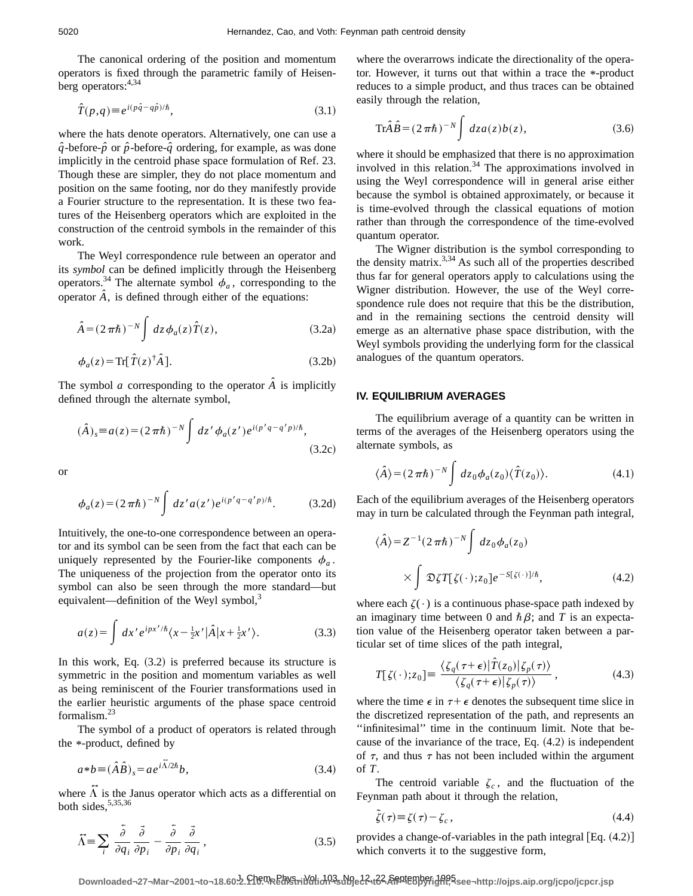The canonical ordering of the position and momentum operators is fixed through the parametric family of Heisenberg operators:[4,34]

$$\hat{T}(p,q) \equiv e^{i(p\hat{q}-q\hat{p})/\hbar}, \tag{3.1}$$

where the hats denote operators. Alternatively, one can use a $\hat{q}$-before-$\hat{p}$ or $\hat{p}$-before-$\hat{q}$ ordering, for example, as was done implicitly in the centroid phase space formulation of Ref. 23. Though these are simpler, they do not place momentum and position on the same footing, nor do they manifestly provide a Fourier structure to the representation. It is these two features of the Heisenberg operators which are exploited in the construction of the centroid symbols in the remainder of this work.

The Weyl correspondence rule between an operator and its *symbol* can be defined implicitly through the Heisenberg operators.[34] The alternate symbol $\phi_a$, corresponding to the operator $\hat{A}$, is defined through either of the equations:

$$\hat{A} = (2\pi\hbar)^{-N} \int dz\, \phi_a(z) \hat{T}(z), \tag{3.2a}$$

$$\phi_a(z) = \mathrm{Tr}[\hat{T}(z)^\dagger \hat{A}]. \tag{3.2b}$$

The symbol $a$ corresponding to the operator $\hat{A}$ is implicitly defined through the alternate symbol,

$$(\hat{A})_s \equiv a(z) = (2\pi\hbar)^{-N} \int dz'\, \phi_a(z') e^{i(p'q-q'p)/\hbar}, \tag{3.2c}$$

or

$$\phi_a(z) = (2\pi\hbar)^{-N} \int dz'\, a(z') e^{i(p'q-q'p)/\hbar}. \tag{3.2d}$$

Intuitively, the one-to-one correspondence between an operator and its symbol can be seen from the fact that each can be uniquely represented by the Fourier-like components $\phi_a$. The uniqueness of the projection from the operator onto its symbol can also be seen through the more standard—but equivalent—definition of the Weyl symbol,[3]

$$a(z) = \int dx'\, e^{ipx'/\hbar} \langle x - \tfrac{1}{2}x' | \hat{A} | x + \tfrac{1}{2}x' \rangle. \tag{3.3}$$

In this work, Eq. (3.2) is preferred because its structure is symmetric in the position and momentum variables as well as being reminiscent of the Fourier transformations used in the earlier heuristic arguments of the phase space centroid formalism.[23]

The symbol of a product of operators is related through the $*$-product, defined by

$$a * b \equiv (\hat{A}\hat{B})_s = a e^{i\overleftrightarrow{\Lambda}/2\hbar} b, \tag{3.4}$$

where $\overleftrightarrow{\Lambda}$ is the Janus operator which acts as a differential on both sides,[5,35,36]

$$\overleftrightarrow{\Lambda} \equiv \sum_i \frac{\overleftarrow{\partial}}{\partial q_i} \frac{\overrightarrow{\partial}}{\partial p_i} - \frac{\overleftarrow{\partial}}{\partial p_i} \frac{\overrightarrow{\partial}}{\partial q_i}, \tag{3.5}$$

where the overarrows indicate the directionality of the operator. However, it turns out that within a trace the $*$-product reduces to a simple product, and thus traces can be obtained easily through the relation,

$$\mathrm{Tr}\hat{A}\hat{B} = (2\pi\hbar)^{-N} \int dz\, a(z) b(z), \tag{3.6}$$

where it should be emphasized that there is no approximation involved in this relation.[34] The approximations involved in using the Weyl correspondence will in general arise either because the symbol is obtained approximately, or because it is time-evolved through the classical equations of motion rather than through the correspondence of the time-evolved quantum operator.

The Wigner distribution is the symbol corresponding to the density matrix.[3,34] As such all of the properties described thus far for general operators apply to calculations using the Wigner distribution. However, the use of the Weyl correspondence rule does not require that this be the distribution, and in the remaining sections the centroid density will emerge as an alternative phase space distribution, with the Weyl symbols providing the underlying form for the classical analogues of the quantum operators.

## IV. EQUILIBRIUM AVERAGES

The equilibrium average of a quantity can be written in terms of the averages of the Heisenberg operators using the alternate symbols, as

$$\langle \hat{A} \rangle = (2\pi\hbar)^{-N} \int dz_0\, \phi_a(z_0) \langle \hat{T}(z_0) \rangle. \tag{4.1}$$

Each of the equilibrium averages of the Heisenberg operators may in turn be calculated through the Feynman path integral,

$$\langle \hat{A} \rangle = Z^{-1} (2\pi\hbar)^{-N} \int dz_0\, \phi_a(z_0) \times \int \mathfrak{D}\zeta\, T[\zeta(\cdot); z_0] e^{-S[\zeta(\cdot)]/\hbar}, \tag{4.2}$$

where each $\zeta(\cdot)$ is a continuous phase-space path indexed by an imaginary time between 0 and $\hbar\beta$; and $T$ is an expectation value of the Heisenberg operator taken between a particular set of time slices of the path integral,

$$T[\zeta(\cdot); z_0] \equiv \frac{\langle \zeta_q(\tau+\epsilon) | \hat{T}(z_0) | \zeta_p(\tau) \rangle}{\langle \zeta_q(\tau+\epsilon) | \zeta_p(\tau) \rangle}, \tag{4.3}$$

where the time $\epsilon$ in $\tau+\epsilon$ denotes the subsequent time slice in the discretized representation of the path, and represents an "infinitesimal" time in the continuum limit. Note that because of the invariance of the trace, Eq. (4.2) is independent of $\tau$, and thus $\tau$ has not been included within the argument of $T$.

The centroid variable $\zeta_c$, and the fluctuation of the Feynman path about it through the relation,

$$\tilde{\zeta}(\tau) \equiv \zeta(\tau) - \zeta_c, \tag{4.4}$$

provides a change-of-variables in the path integral [Eq. (4.2)] which converts it to the suggestive form,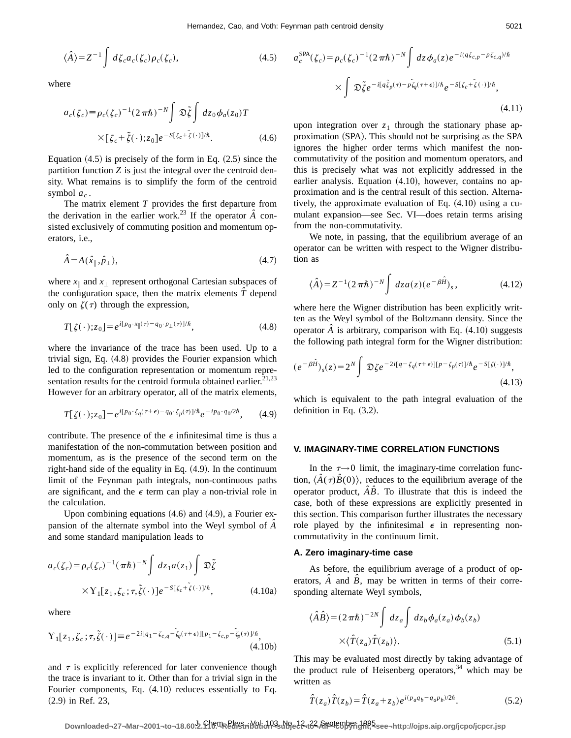$$\langle \hat{A} \rangle = Z^{-1} \int d\zeta_c a_c(\zeta_c) \rho_c(\zeta_c), \tag{4.5}$$

where

$$a_c(\zeta_c) \equiv \rho_c(\zeta_c)^{-1} (2\pi\hbar)^{-N} \int \mathfrak{D}\tilde{\zeta} \int dz_0 \phi_a(z_0) T \times [\zeta_c + \tilde{\zeta}(\cdot); z_0] e^{-S[\zeta_c + \tilde{\zeta}(\cdot)]/\hbar}. \tag{4.6}$$

Equation (4.5) is precisely of the form in Eq. (2.5) since the partition function $Z$ is just the integral over the centroid density. What remains is to simplify the form of the centroid symbol $a_c$.

The matrix element $T$ provides the first departure from the derivation in the earlier work.[23] If the operator $\hat{A}$ consisted exclusively of commuting position and momentum operators, i.e.,

$$\hat{A} = A(\hat{x}_\parallel, \hat{p}_\perp), \tag{4.7}$$

where $x_\parallel$ and $x_\perp$ represent orthogonal Cartesian subspaces of the configuration space, then the matrix elements $\hat{T}$ depend only on $\zeta(\tau)$ through the expression,

$$T[\zeta(\cdot); z_0] = e^{i[p_0 \cdot x_\parallel(\tau) - q_0 \cdot p_\perp(\tau)]/\hbar}, \tag{4.8}$$

where the invariance of the trace has been used. Up to a trivial sign, Eq. (4.8) provides the Fourier expansion which led to the configuration representation or momentum representation results for the centroid formula obtained earlier.[21,23] However for an arbitrary operator, all of the matrix elements,

$$T[\zeta(\cdot); z_0] = e^{i[p_0 \cdot \zeta_q(\tau+\epsilon) - q_0 \cdot \zeta_p(\tau)]/\hbar} e^{-ip_0 \cdot q_0/2\hbar}, \tag{4.9}$$

contribute. The presence of the $\epsilon$ infinitesimal time is thus a manifestation of the non-commutation between position and momentum, as is the presence of the second term on the right-hand side of the equality in Eq. (4.9). In the continuum limit of the Feynman path integrals, non-continuous paths are significant, and the $\epsilon$ term can play a non-trivial role in the calculation.

Upon combining equations (4.6) and (4.9), a Fourier expansion of the alternate symbol into the Weyl symbol of $\hat{A}$ and some standard manipulation leads to

$$a_c(\zeta_c) = \rho_c(\zeta_c)^{-1} (\pi\hbar)^{-N} \int dz_1 a(z_1) \int \mathfrak{D}\tilde{\zeta} \times \Upsilon_1[z_1, \zeta_c; \tau, \tilde{\zeta}(\cdot)] e^{-S[\zeta_c + \tilde{\zeta}(\cdot)]/\hbar}, \tag{4.10a}$$

where

$$\Upsilon_1[z_1, \zeta_c; \tau, \tilde{\zeta}(\cdot)] \equiv e^{-2i[q_1 - \zeta_{c,q} - \tilde{\zeta}_q(\tau+\epsilon)][p_1 - \zeta_{c,p} - \tilde{\zeta}_p(\tau)]/\hbar}, \tag{4.10b}$$

and $\tau$ is explicitly referenced for later convenience though the trace is invariant to it. Other than for a trivial sign in the Fourier components, Eq. (4.10) reduces essentially to Eq. (2.9) in Ref. 23,

$$a_c^{\text{SPA}}(\zeta_c) = \rho_c(\zeta_c)^{-1} (2\pi\hbar)^{-N} \int dz \phi_a(z) e^{-i(q\zeta_{c,p} - p\zeta_{c,q})/\hbar} \times \int \mathfrak{D}\tilde{\zeta} e^{-i[q\tilde{\zeta}_p(\tau) - p\tilde{\zeta}_q(\tau+\epsilon)]/\hbar} e^{-S[\zeta_c + \tilde{\zeta}(\cdot)]/\hbar}, \tag{4.11}$$

upon integration over $z_1$ through the stationary phase approximation (SPA). This should not be surprising as the SPA ignores the higher order terms which manifest the non-commutativity of the position and momentum operators, and this is precisely what was not explicitly addressed in the earlier analysis. Equation (4.10), however, contains no approximation and is the central result of this section. Alternatively, the approximate evaluation of Eq. (4.10) using a cumulant expansion—see Sec. VI—does retain terms arising from the non-commutativity.

We note, in passing, that the equilibrium average of an operator can be written with respect to the Wigner distribution as

$$\langle \hat{A} \rangle = Z^{-1} (2\pi\hbar)^{-N} \int dz a(z) (e^{-\beta\hat{H}})_s, \tag{4.12}$$

where here the Wigner distribution has been explicitly written as the Weyl symbol of the Boltzmann density. Since the operator $\hat{A}$ is arbitrary, comparison with Eq. (4.10) suggests the following path integral form for the Wigner distribution:

$$(e^{-\beta\hat{H}})_s(z) = 2^N \int \mathfrak{D}\zeta e^{-2i[q - \zeta_q(\tau+\epsilon)][p - \zeta_p(\tau)]/\hbar} e^{-S[\zeta(\cdot)]/\hbar}, \tag{4.13}$$

which is equivalent to the path integral evaluation of the definition in Eq. (3.2).

## V. IMAGINARY-TIME CORRELATION FUNCTIONS

In the $\tau \to 0$ limit, the imaginary-time correlation function, $\langle \hat{A}(\tau) \hat{B}(0) \rangle$, reduces to the equilibrium average of the operator product, $\hat{A}\hat{B}$. To illustrate that this is indeed the case, both of these expressions are explicitly presented in this section. This comparison further illustrates the necessary role played by the infinitesimal $\epsilon$ in representing non-commutativity in the continuum limit.

### A. Zero imaginary-time case

As before, the equilibrium average of a product of operators, $\hat{A}$ and $\hat{B}$, may be written in terms of their corresponding alternate Weyl symbols,

$$\langle \hat{A}\hat{B} \rangle = (2\pi\hbar)^{-2N} \int dz_a \int dz_b \phi_a(z_a) \phi_b(z_b) \times \langle \hat{T}(z_a) \hat{T}(z_b) \rangle. \tag{5.1}$$

This may be evaluated most directly by taking advantage of the product rule of Heisenberg operators,[34] which may be written as

$$\hat{T}(z_a) \hat{T}(z_b) = \hat{T}(z_a + z_b) e^{i(p_a q_b - q_a p_b)/2\hbar}. \tag{5.2}$$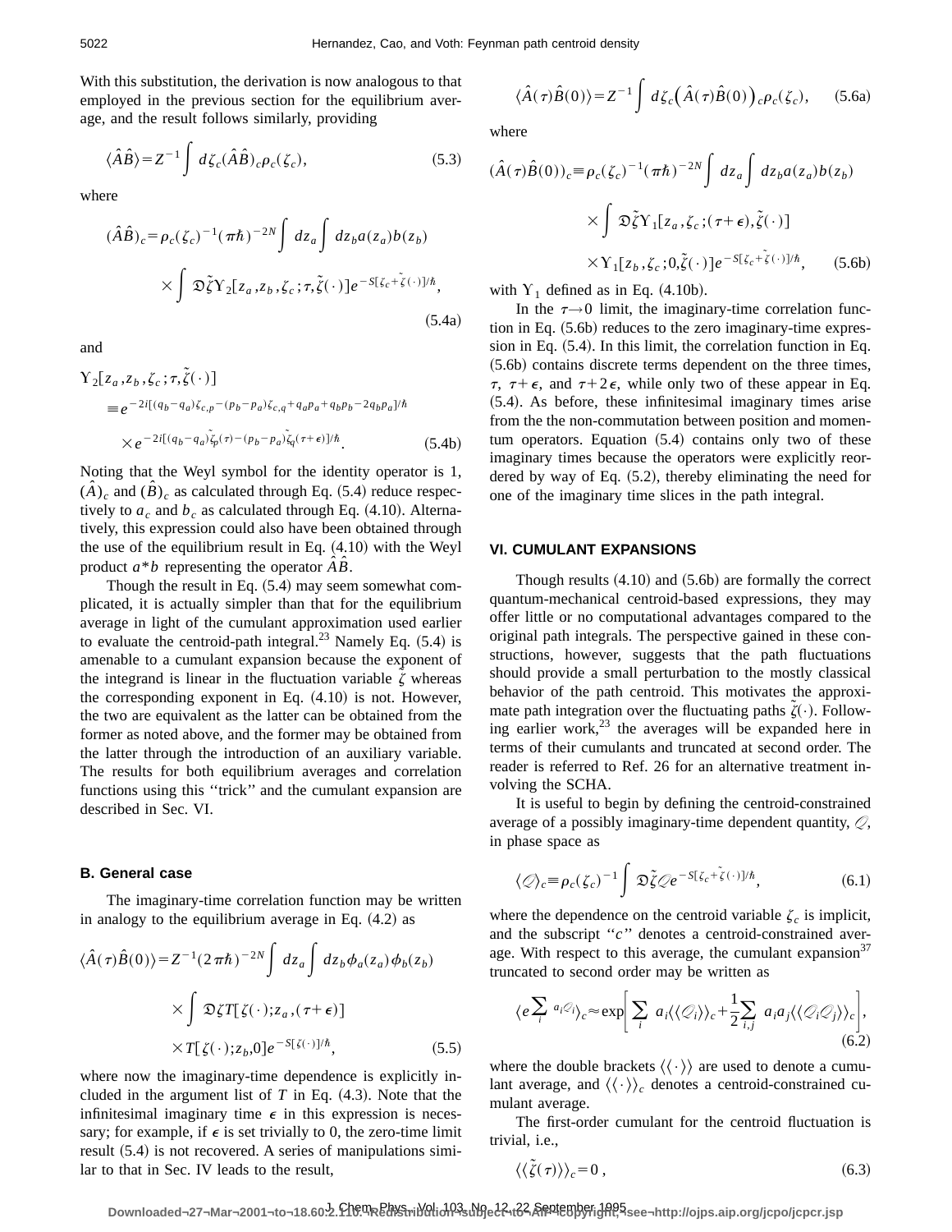With this substitution, the derivation is now analogous to that employed in the previous section for the equilibrium average, and the result follows similarly, providing

$$\langle \hat{A}\hat{B} \rangle = Z^{-1} \int d\zeta_c (\hat{A}\hat{B})_c \rho_c(\zeta_c), \tag{5.3}$$

where

$$(\hat{A}\hat{B})_c = \rho_c(\zeta_c)^{-1}(\pi\hbar)^{-2N} \int dz_a \int dz_b a(z_a) b(z_b) \times \int \mathfrak{D}\tilde{\zeta} \Upsilon_2[z_a, z_b, \zeta_c; \tau, \tilde{\zeta}(\cdot)] e^{-S[\zeta_c + \tilde{\zeta}(\cdot)]/\hbar}, \tag{5.4a}$$

and

$$\Upsilon_2[z_a, z_b, \zeta_c; \tau, \tilde{\zeta}(\cdot)] \equiv e^{-2i[(q_b - q_a)\zeta_{c,p} - (p_b - p_a)\zeta_{c,q} + q_a p_a + q_b p_b - 2q_b p_a]/\hbar} \times e^{-2i[(q_b - q_a)\tilde{\zeta}_p(\tau) - (p_b - p_a)\tilde{\zeta}_q(\tau + \epsilon)]/\hbar}. \tag{5.4b}$$

Noting that the Weyl symbol for the identity operator is 1, $(\hat{A})_c$ and $(\hat{B})_c$ as calculated through Eq. (5.4) reduce respectively to $a_c$ and $b_c$ as calculated through Eq. (4.10). Alternatively, this expression could also have been obtained through the use of the equilibrium result in Eq. (4.10) with the Weyl product $a * b$ representing the operator $\hat{A}\hat{B}$.

Though the result in Eq. (5.4) may seem somewhat complicated, it is actually simpler than that for the equilibrium average in light of the cumulant approximation used earlier to evaluate the centroid-path integral.[23] Namely Eq. (5.4) is amenable to a cumulant expansion because the exponent of the integrand is linear in the fluctuation variable $\tilde{\zeta}$ whereas the corresponding exponent in Eq. (4.10) is not. However, the two are equivalent as the latter can be obtained from the former as noted above, and the former may be obtained from the latter through the introduction of an auxiliary variable. The results for both equilibrium averages and correlation functions using this "trick" and the cumulant expansion are described in Sec. VI.

### B. General case

The imaginary-time correlation function may be written in analogy to the equilibrium average in Eq. (4.2) as

$$\langle \hat{A}(\tau)\hat{B}(0) \rangle = Z^{-1}(2\pi\hbar)^{-2N} \int dz_a \int dz_b \phi_a(z_a) \phi_b(z_b) \times \int \mathfrak{D}\zeta T[\zeta(\cdot); z_a, (\tau + \epsilon)] \times T[\zeta(\cdot); z_b, 0] e^{-S[\zeta(\cdot)]/\hbar}, \tag{5.5}$$

where now the imaginary-time dependence is explicitly included in the argument list of $T$ in Eq. (4.3). Note that the infinitesimal imaginary time $\epsilon$ in this expression is necessary; for example, if $\epsilon$ is set trivially to 0, the zero-time limit result (5.4) is not recovered. A series of manipulations similar to that in Sec. IV leads to the result,

$$\langle \hat{A}(\tau)\hat{B}(0) \rangle = Z^{-1} \int d\zeta_c \big(\hat{A}(\tau)\hat{B}(0)\big)_c \rho_c(\zeta_c), \tag{5.6a}$$

where

$$(\hat{A}(\tau)\hat{B}(0))_c \equiv \rho_c(\zeta_c)^{-1}(\pi\hbar)^{-2N} \int dz_a \int dz_b a(z_a) b(z_b) \times \int \mathfrak{D}\tilde{\zeta} \Upsilon_1[z_a, \zeta_c; (\tau + \epsilon), \tilde{\zeta}(\cdot)] \times \Upsilon_1[z_b, \zeta_c; 0, \tilde{\zeta}(\cdot)] e^{-S[\zeta_c + \tilde{\zeta}(\cdot)]/\hbar}, \tag{5.6b}$$

with $\Upsilon_1$ defined as in Eq. (4.10b).

In the $\tau \to 0$ limit, the imaginary-time correlation function in Eq. (5.6b) reduces to the zero imaginary-time expression in Eq. (5.4). In this limit, the correlation function in Eq. (5.6b) contains discrete terms dependent on the three times, $\tau$, $\tau + \epsilon$, and $\tau + 2\epsilon$, while only two of these appear in Eq. (5.4). As before, these infinitesimal imaginary times arise from the the non-commutation between position and momentum operators. Equation (5.4) contains only two of these imaginary times because the operators were explicitly reordered by way of Eq. (5.2), thereby eliminating the need for one of the imaginary time slices in the path integral.

## VI. CUMULANT EXPANSIONS

Though results (4.10) and (5.6b) are formally the correct quantum-mechanical centroid-based expressions, they may offer little or no computational advantages compared to the original path integrals. The perspective gained in these constructions, however, suggests that the path fluctuations should provide a small perturbation to the mostly classical behavior of the path centroid. This motivates the approximate path integration over the fluctuating paths $\tilde{\zeta}(\cdot)$. Following earlier work,[23] the averages will be expanded here in terms of their cumulants and truncated at second order. The reader is referred to Ref. 26 for an alternative treatment involving the SCHA.

It is useful to begin by defining the centroid-constrained average of a possibly imaginary-time dependent quantity, $\mathcal{Q}$, in phase space as

$$\langle \mathcal{Q} \rangle_c \equiv \rho_c(\zeta_c)^{-1} \int \mathfrak{D}\tilde{\zeta} \mathcal{Q} e^{-S[\zeta_c + \tilde{\zeta}(\cdot)]/\hbar}, \tag{6.1}$$

where the dependence on the centroid variable $\zeta_c$ is implicit, and the subscript "$c$" denotes a centroid-constrained average. With respect to this average, the cumulant expansion[37] truncated to second order may be written as

$$\langle e^{\sum_i a_i \mathcal{Q}_i} \rangle_c \approx \exp\left[ \sum_i a_i \langle\langle \mathcal{Q}_i \rangle\rangle_c + \frac{1}{2} \sum_{i,j} a_i a_j \langle\langle \mathcal{Q}_i \mathcal{Q}_j \rangle\rangle_c \right], \tag{6.2}$$

where the double brackets $\langle\langle \cdot \rangle\rangle$ are used to denote a cumulant average, and $\langle\langle \cdot \rangle\rangle_c$ denotes a centroid-constrained cumulant average.

The first-order cumulant for the centroid fluctuation is trivial, i.e.,

$$\langle\langle \tilde{\zeta}(\tau) \rangle\rangle_c = 0, \tag{6.3}$$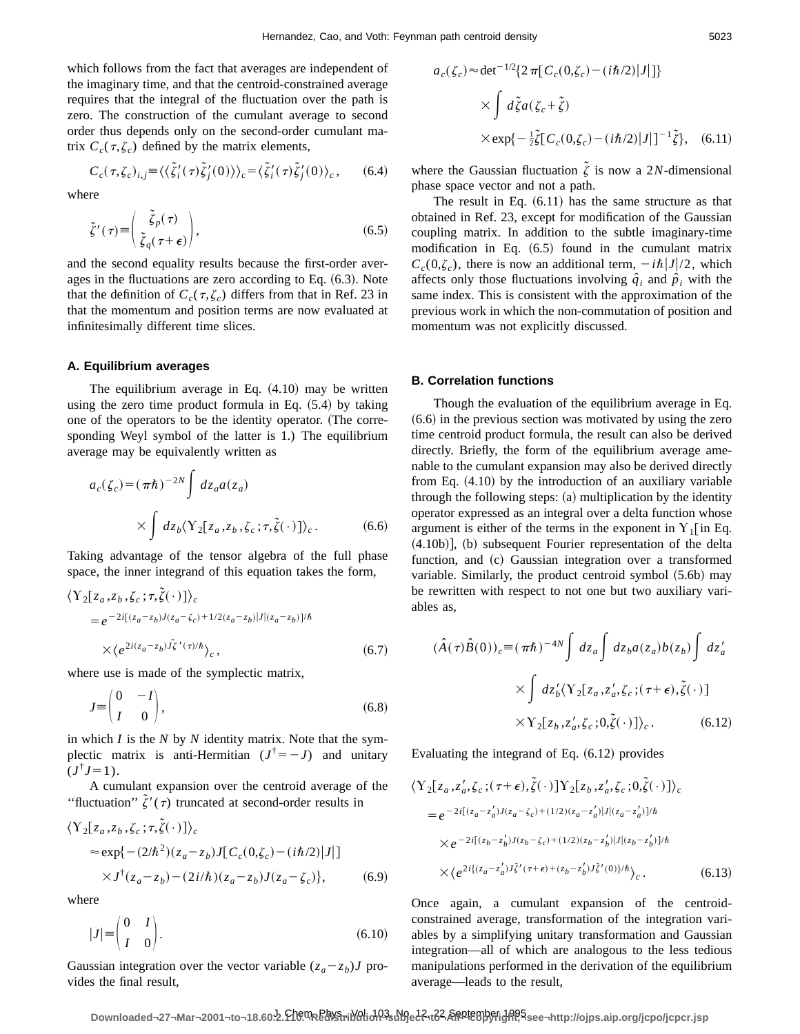which follows from the fact that averages are independent of the imaginary time, and that the centroid-constrained average requires that the integral of the fluctuation over the path is zero. The construction of the cumulant average to second order thus depends only on the second-order cumulant matrix $C_c(\tau,\zeta_c)$ defined by the matrix elements,

$$C_c(\tau,\zeta_c)_{i,j} \equiv \langle\langle \tilde{\zeta}_i'(\tau)\tilde{\zeta}_j'(0)\rangle\rangle_c = \langle \tilde{\zeta}_i'(\tau)\tilde{\zeta}_j'(0)\rangle_c, \tag{6.4}$$

where

$$\tilde{\zeta}'(\tau) \equiv \begin{pmatrix} \tilde{\zeta}_p(\tau) \\ \tilde{\zeta}_q(\tau+\epsilon) \end{pmatrix}, \tag{6.5}$$

and the second equality results because the first-order averages in the fluctuations are zero according to Eq. (6.3). Note that the definition of $C_c(\tau,\zeta_c)$ differs from that in Ref. 23 in that the momentum and position terms are now evaluated at infinitesimally different time slices.

### A. Equilibrium averages

The equilibrium average in Eq. (4.10) may be written using the zero time product formula in Eq. (5.4) by taking one of the operators to be the identity operator. (The corresponding Weyl symbol of the latter is 1.) The equilibrium average may be equivalently written as

$$a_c(\zeta_c) = (\pi\hbar)^{-2N} \int dz_a a(z_a) \times \int dz_b \langle \Upsilon_2[z_a, z_b, \zeta_c; \tau, \tilde{\zeta}(\cdot)]\rangle_c. \tag{6.6}$$

Taking advantage of the tensor algebra of the full phase space, the inner integrand of this equation takes the form,

$$\langle \Upsilon_2[z_a, z_b, \zeta_c; \tau, \tilde{\zeta}(\cdot)]\rangle_c = e^{-2i[(z_a-z_b)J(z_a-\zeta_c)+1/2(z_a-z_b)|J|(z_a-z_b)]/\hbar} \times \langle e^{2i(z_a-z_b)J\tilde{\zeta}'(\tau)/\hbar}\rangle_c, \tag{6.7}$$

where use is made of the symplectic matrix,

$$J \equiv \begin{pmatrix} 0 & -I \\ I & 0 \end{pmatrix}, \tag{6.8}$$

in which $I$ is the $N$ by $N$ identity matrix. Note that the symplectic matrix is anti-Hermitian ($J^\dagger = -J$) and unitary ($J^\dagger J = 1$).

A cumulant expansion over the centroid average of the "fluctuation" $\tilde{\zeta}'(\tau)$ truncated at second-order results in

$$\langle \Upsilon_2[z_a, z_b, \zeta_c; \tau, \tilde{\zeta}(\cdot)]\rangle_c \approx \exp\{-(2/\hbar^2)(z_a-z_b)J[C_c(0,\zeta_c)-(i\hbar/2)|J|] \times J^\dagger(z_a-z_b) - (2i/\hbar)(z_a-z_b)J(z_a-\zeta_c)\}, \tag{6.9}$$

where

$$|J| \equiv \begin{pmatrix} 0 & I \\ I & 0 \end{pmatrix}. \tag{6.10}$$

Gaussian integration over the vector variable $(z_a - z_b)J$ provides the final result,

$$a_c(\zeta_c) \approx \det{}^{-1/2}\{2\pi[C_c(0,\zeta_c)-(i\hbar/2)|J|]\} \times \int d\tilde{\zeta} a(\zeta_c+\tilde{\zeta}) \times \exp\{-\tfrac{1}{2}\tilde{\zeta}[C_c(0,\zeta_c)-(i\hbar/2)|J|]^{-1}\tilde{\zeta}\}, \tag{6.11}$$

where the Gaussian fluctuation $\tilde{\zeta}$ is now a $2N$-dimensional phase space vector and not a path.

The result in Eq. (6.11) has the same structure as that obtained in Ref. 23, except for modification of the Gaussian coupling matrix. In addition to the subtle imaginary-time modification in Eq. (6.5) found in the cumulant matrix $C_c(0,\zeta_c)$, there is now an additional term, $-i\hbar|J|/2$, which affects only those fluctuations involving $\hat{q}_i$ and $\hat{p}_i$ with the same index. This is consistent with the approximation of the previous work in which the non-commutation of position and momentum was not explicitly discussed.

### B. Correlation functions

Though the evaluation of the equilibrium average in Eq. (6.6) in the previous section was motivated by using the zero time centroid product formula, the result can also be derived directly. Briefly, the form of the equilibrium average amenable to the cumulant expansion may also be derived directly from Eq. (4.10) by the introduction of an auxiliary variable through the following steps: (a) multiplication by the identity operator expressed as an integral over a delta function whose argument is either of the terms in the exponent in $\Upsilon_1$[in Eq. (4.10b)], (b) subsequent Fourier representation of the delta function, and (c) Gaussian integration over a transformed variable. Similarly, the product centroid symbol (5.6b) may be rewritten with respect to not one but two auxiliary variables as,

$$(\hat{A}(\tau)\hat{B}(0))_c \equiv (\pi\hbar)^{-4N} \int dz_a \int dz_b a(z_a) b(z_b) \int dz_a' \times \int dz_b' \langle \Upsilon_2[z_a, z_a', \zeta_c; (\tau+\epsilon), \tilde{\zeta}(\cdot)] \times \Upsilon_2[z_b, z_a', \zeta_c; 0, \tilde{\zeta}(\cdot)]\rangle_c. \tag{6.12}$$

Evaluating the integrand of Eq. (6.12) provides

$$\langle \Upsilon_2[z_a, z_a', \zeta_c; (\tau+\epsilon), \tilde{\zeta}(\cdot)]\Upsilon_2[z_b, z_a', \zeta_c; 0, \tilde{\zeta}(\cdot)]\rangle_c = e^{-2i[(z_a-z_a')J(z_a-\zeta_c)+(1/2)(z_a-z_a')|J|(z_a-z_a')]/\hbar} \times e^{-2i[(z_b-z_b')J(z_b-\zeta_c)+(1/2)(z_b-z_b')|J|(z_b-z_b')]/\hbar} \times \langle e^{2i\{(z_a-z_a')J\tilde{\zeta}'(\tau+\epsilon)+(z_b-z_b')J\tilde{\zeta}'(0)\}/\hbar}\rangle_c. \tag{6.13}$$

Once again, a cumulant expansion of the centroid-constrained average, transformation of the integration variables by a simplifying unitary transformation and Gaussian integration—all of which are analogous to the less tedious manipulations performed in the derivation of the equilibrium average—leads to the result,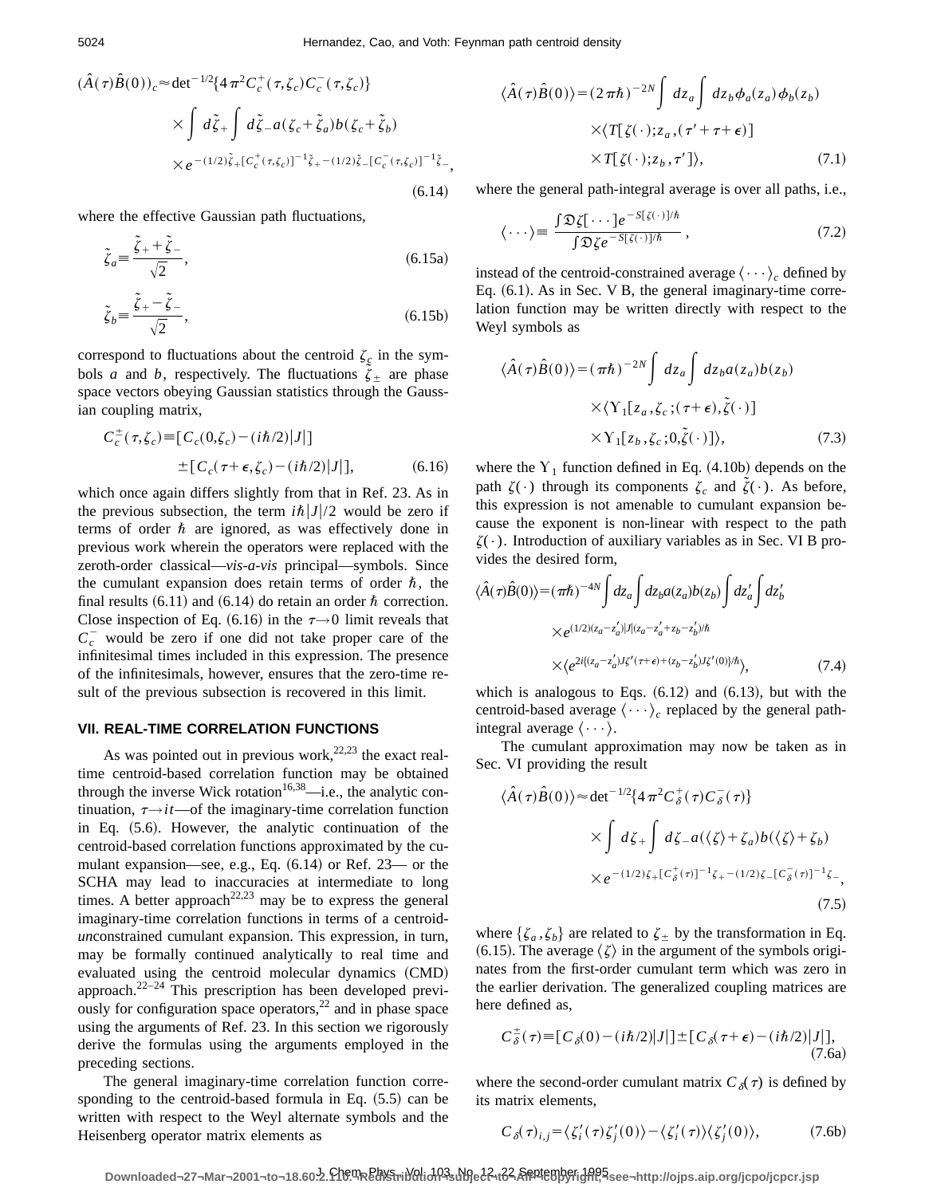$$(\hat{A}(\tau)\hat{B}(0))_c \approx \det{}^{-1/2}\{4\pi^2 C_c^+(\tau,\zeta_c) C_c^-(\tau,\zeta_c)\}$$
$$\times \int d\tilde{\zeta}_+ \int d\tilde{\zeta}_- a(\zeta_c+\tilde{\zeta}_a) b(\zeta_c+\tilde{\zeta}_b)$$
$$\times e^{-(1/2)\tilde{\zeta}_+[C_c^+(\tau,\zeta_c)]^{-1}\tilde{\zeta}_+ -(1/2)\tilde{\zeta}_-[C_c^-(\tau,\zeta_c)]^{-1}\tilde{\zeta}_-}, \tag{6.14}$$

where the effective Gaussian path fluctuations,

$$\tilde{\zeta}_a \equiv \frac{\tilde{\zeta}_+ + \tilde{\zeta}_-}{\sqrt{2}}, \tag{6.15a}$$

$$\tilde{\zeta}_b \equiv \frac{\tilde{\zeta}_+ - \tilde{\zeta}_-}{\sqrt{2}}, \tag{6.15b}$$

correspond to fluctuations about the centroid $\zeta_c$ in the symbols $a$ and $b$, respectively. The fluctuations $\tilde{\zeta}_\pm$ are phase space vectors obeying Gaussian statistics through the Gaussian coupling matrix,

$$C_c^\pm(\tau,\zeta_c) \equiv [C_c(0,\zeta_c) - (i\hbar/2)|J|] \pm [C_c(\tau+\epsilon,\zeta_c) - (i\hbar/2)|J|], \tag{6.16}$$

which once again differs slightly from that in Ref. 23. As in the previous subsection, the term $i\hbar|J|/2$ would be zero if terms of order $\hbar$ are ignored, as was effectively done in previous work wherein the operators were replaced with the zeroth-order classical—*vis-a-vis* principal—symbols. Since the cumulant expansion does retain terms of order $\hbar$, the final results (6.11) and (6.14) do retain an order $\hbar$ correction. Close inspection of Eq. (6.16) in the $\tau\to 0$ limit reveals that $C_c^-$ would be zero if one did not take proper care of the infinitesimal times included in this expression. The presence of the infinitesimals, however, ensures that the zero-time result of the previous subsection is recovered in this limit.

## VII. REAL-TIME CORRELATION FUNCTIONS

As was pointed out in previous work,[22,23] the exact real-time centroid-based correlation function may be obtained through the inverse Wick rotation[16,38]—i.e., the analytic continuation, $\tau\to it$—of the imaginary-time correlation function in Eq. (5.6). However, the analytic continuation of the centroid-based correlation functions approximated by the cumulant expansion—see, e.g., Eq. (6.14) or Ref. 23— or the SCHA may lead to inaccuracies at intermediate to long times. A better approach[22,23] may be to express the general imaginary-time correlation functions in terms of a centroid-*un*constrained cumulant expansion. This expression, in turn, may be formally continued analytically to real time and evaluated using the centroid molecular dynamics (CMD) approach.[22–24] This prescription has been developed previously for configuration space operators,[22] and in phase space using the arguments of Ref. 23. In this section we rigorously derive the formulas using the arguments employed in the preceding sections.

The general imaginary-time correlation function corresponding to the centroid-based formula in Eq. (5.5) can be written with respect to the Weyl alternate symbols and the Heisenberg operator matrix elements as

$$\langle \hat{A}(\tau)\hat{B}(0)\rangle = (2\pi\hbar)^{-2N}\int dz_a \int dz_b \phi_a(z_a)\phi_b(z_b)$$
$$\times\langle T[\zeta(\cdot);z_a,(\tau'+\tau+\epsilon)]$$
$$\times T[\zeta(\cdot);z_b,\tau']\rangle, \tag{7.1}$$

where the general path-integral average is over all paths, i.e.,

$$\langle\cdots\rangle \equiv \frac{\int\mathfrak{D}\zeta[\cdots]e^{-S[\zeta(\cdot)]/\hbar}}{\int\mathfrak{D}\zeta e^{-S[\zeta(\cdot)]/\hbar}}, \tag{7.2}$$

instead of the centroid-constrained average $\langle\cdots\rangle_c$ defined by Eq. (6.1). As in Sec. V B, the general imaginary-time correlation function may be written directly with respect to the Weyl symbols as

$$\langle \hat{A}(\tau)\hat{B}(0)\rangle = (\pi\hbar)^{-2N}\int dz_a \int dz_b a(z_a) b(z_b)$$
$$\times\langle \Upsilon_1[z_a,\zeta_c;(\tau+\epsilon),\tilde{\zeta}(\cdot)]$$
$$\times \Upsilon_1[z_b,\zeta_c;0,\tilde{\zeta}(\cdot)]\rangle, \tag{7.3}$$

where the $\Upsilon_1$ function defined in Eq. (4.10b) depends on the path $\zeta(\cdot)$ through its components $\zeta_c$ and $\tilde{\zeta}(\cdot)$. As before, this expression is not amenable to cumulant expansion because the exponent is non-linear with respect to the path $\zeta(\cdot)$. Introduction of auxiliary variables as in Sec. VI B provides the desired form,

$$\langle \hat{A}(\tau)\hat{B}(0)\rangle = (\pi\hbar)^{-4N}\int dz_a\int dz_b a(z_a)b(z_b)\int dz_a'\int dz_b'$$
$$\times e^{(1/2)(z_a-z_a')|J|(z_a-z_a'+z_b-z_b')/\hbar}$$
$$\times\langle e^{2i\{(z_a-z_a')J\zeta'(\tau+\epsilon)+(z_b-z_b')J\zeta'(0)\}/\hbar}\rangle, \tag{7.4}$$

which is analogous to Eqs. (6.12) and (6.13), but with the centroid-based average $\langle\cdots\rangle_c$ replaced by the general path-integral average $\langle\cdots\rangle$.

The cumulant approximation may now be taken as in Sec. VI providing the result

$$\langle \hat{A}(\tau)\hat{B}(0)\rangle \approx \det{}^{-1/2}\{4\pi^2 C_\delta^+(\tau) C_\delta^-(\tau)\}$$
$$\times\int d\zeta_+\int d\zeta_- a(\langle\zeta\rangle+\zeta_a) b(\langle\zeta\rangle+\zeta_b)$$
$$\times e^{-(1/2)\zeta_+[C_\delta^+(\tau)]^{-1}\zeta_+ -(1/2)\zeta_-[C_\delta^-(\tau)]^{-1}\zeta_-}, \tag{7.5}$$

where $\{\zeta_a,\zeta_b\}$ are related to $\zeta_\pm$ by the transformation in Eq. (6.15). The average $\langle\zeta\rangle$ in the argument of the symbols originates from the first-order cumulant term which was zero in the earlier derivation. The generalized coupling matrices are here defined as,

$$C_\delta^\pm(\tau) \equiv [C_\delta(0) - (i\hbar/2)|J|] \pm [C_\delta(\tau+\epsilon) - (i\hbar/2)|J|], \tag{7.6a}$$

where the second-order cumulant matrix $C_\delta(\tau)$ is defined by its matrix elements,

$$C_\delta(\tau)_{i,j} = \langle\zeta_i'(\tau)\zeta_j'(0)\rangle - \langle\zeta_i'(\tau)\rangle\langle\zeta_j'(0)\rangle, \tag{7.6b}$$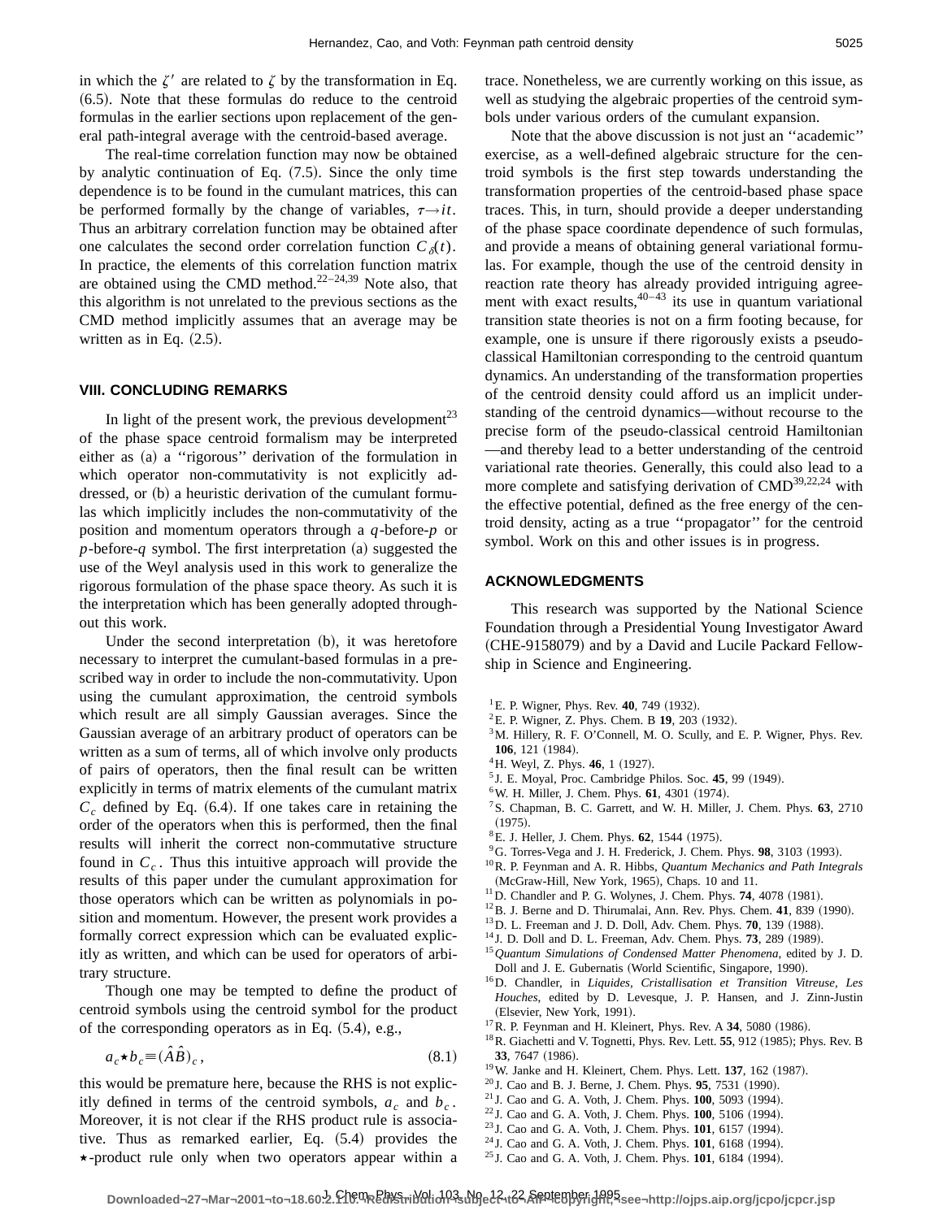in which the $\zeta'$ are related to $\zeta$ by the transformation in Eq. (6.5). Note that these formulas do reduce to the centroid formulas in the earlier sections upon replacement of the general path-integral average with the centroid-based average.

The real-time correlation function may now be obtained by analytic continuation of Eq. (7.5). Since the only time dependence is to be found in the cumulant matrices, this can be performed formally by the change of variables, $\tau \rightarrow it$. Thus an arbitrary correlation function may be obtained after one calculates the second order correlation function $C_\delta(t)$. In practice, the elements of this correlation function matrix are obtained using the CMD method.[22–24,39] Note also, that this algorithm is not unrelated to the previous sections as the CMD method implicitly assumes that an average may be written as in Eq. (2.5).

## VIII. CONCLUDING REMARKS

In light of the present work, the previous development[23] of the phase space centroid formalism may be interpreted either as (a) a ''rigorous'' derivation of the formulation in which operator non-commutativity is not explicitly addressed, or (b) a heuristic derivation of the cumulant formulas which implicitly includes the non-commutativity of the position and momentum operators through a *q*-before-*p* or *p*-before-*q* symbol. The first interpretation (a) suggested the use of the Weyl analysis used in this work to generalize the rigorous formulation of the phase space theory. As such it is the interpretation which has been generally adopted throughout this work.

Under the second interpretation (b), it was heretofore necessary to interpret the cumulant-based formulas in a prescribed way in order to include the non-commutativity. Upon using the cumulant approximation, the centroid symbols which result are all simply Gaussian averages. Since the Gaussian average of an arbitrary product of operators can be written as a sum of terms, all of which involve only products of pairs of operators, then the final result can be written explicitly in terms of matrix elements of the cumulant matrix $C_c$ defined by Eq. (6.4). If one takes care in retaining the order of the operators when this is performed, then the final results will inherit the correct non-commutative structure found in $C_c$. Thus this intuitive approach will provide the results of this paper under the cumulant approximation for those operators which can be written as polynomials in position and momentum. However, the present work provides a formally correct expression which can be evaluated explicitly as written, and which can be used for operators of arbitrary structure.

Though one may be tempted to define the product of centroid symbols using the centroid symbol for the product of the corresponding operators as in Eq. (5.4), e.g.,

$$a_c \star b_c \equiv (\hat{A}\hat{B})_c, \tag{8.1}$$

this would be premature here, because the RHS is not explicitly defined in terms of the centroid symbols, $a_c$ and $b_c$. Moreover, it is not clear if the RHS product rule is associative. Thus as remarked earlier, Eq. (5.4) provides the $\star$-product rule only when two operators appear within a trace. Nonetheless, we are currently working on this issue, as well as studying the algebraic properties of the centroid symbols under various orders of the cumulant expansion.

Note that the above discussion is not just an ''academic'' exercise, as a well-defined algebraic structure for the centroid symbols is the first step towards understanding the transformation properties of the centroid-based phase space traces. This, in turn, should provide a deeper understanding of the phase space coordinate dependence of such formulas, and provide a means of obtaining general variational formulas. For example, though the use of the centroid density in reaction rate theory has already provided intriguing agreement with exact results,[40–43] its use in quantum variational transition state theories is not on a firm footing because, for example, one is unsure if there rigorously exists a pseudo-classical Hamiltonian corresponding to the centroid quantum dynamics. An understanding of the transformation properties of the centroid density could afford us an implicit understanding of the centroid dynamics—without recourse to the precise form of the pseudo-classical centroid Hamiltonian—and thereby lead to a better understanding of the centroid variational rate theories. Generally, this could also lead to a more complete and satisfying derivation of CMD[39,22,24] with the effective potential, defined as the free energy of the centroid density, acting as a true ''propagator'' for the centroid symbol. Work on this and other issues is in progress.

## ACKNOWLEDGMENTS

This research was supported by the National Science Foundation through a Presidential Young Investigator Award (CHE-9158079) and by a David and Lucile Packard Fellowship in Science and Engineering.

[1] E. P. Wigner, Phys. Rev. **40**, 749 (1932).
[2] E. P. Wigner, Z. Phys. Chem. B **19**, 203 (1932).
[3] M. Hillery, R. F. O'Connell, M. O. Scully, and E. P. Wigner, Phys. Rev. **106**, 121 (1984).
[4] H. Weyl, Z. Phys. **46**, 1 (1927).
[5] J. E. Moyal, Proc. Cambridge Philos. Soc. **45**, 99 (1949).
[6] W. H. Miller, J. Chem. Phys. **61**, 4301 (1974).
[7] S. Chapman, B. C. Garrett, and W. H. Miller, J. Chem. Phys. **63**, 2710 (1975).
[8] E. J. Heller, J. Chem. Phys. **62**, 1544 (1975).
[9] G. Torres-Vega and J. H. Frederick, J. Chem. Phys. **98**, 3103 (1993).
[10] R. P. Feynman and A. R. Hibbs, *Quantum Mechanics and Path Integrals* (McGraw-Hill, New York, 1965), Chaps. 10 and 11.
[11] D. Chandler and P. G. Wolynes, J. Chem. Phys. **74**, 4078 (1981).
[12] B. J. Berne and D. Thirumalai, Ann. Rev. Phys. Chem. **41**, 839 (1990).
[13] D. L. Freeman and J. D. Doll, Adv. Chem. Phys. **70**, 139 (1988).
[14] J. D. Doll and D. L. Freeman, Adv. Chem. Phys. **73**, 289 (1989).
[15] *Quantum Simulations of Condensed Matter Phenomena*, edited by J. D. Doll and J. E. Gubernatis (World Scientific, Singapore, 1990).
[16] D. Chandler, in *Liquides, Cristallisation et Transition Vitreuse, Les Houches*, edited by D. Levesque, J. P. Hansen, and J. Zinn-Justin (Elsevier, New York, 1991).
[17] R. P. Feynman and H. Kleinert, Phys. Rev. A **34**, 5080 (1986).
[18] R. Giachetti and V. Tognetti, Phys. Rev. Lett. **55**, 912 (1985); Phys. Rev. B **33**, 7647 (1986).
[19] W. Janke and H. Kleinert, Chem. Phys. Lett. **137**, 162 (1987).
[20] J. Cao and B. J. Berne, J. Chem. Phys. **95**, 7531 (1990).
[21] J. Cao and G. A. Voth, J. Chem. Phys. **100**, 5093 (1994).
[22] J. Cao and G. A. Voth, J. Chem. Phys. **100**, 5106 (1994).
[23] J. Cao and G. A. Voth, J. Chem. Phys. **101**, 6157 (1994).
[24] J. Cao and G. A. Voth, J. Chem. Phys. **101**, 6168 (1994).
[25] J. Cao and G. A. Voth, J. Chem. Phys. **101**, 6184 (1994).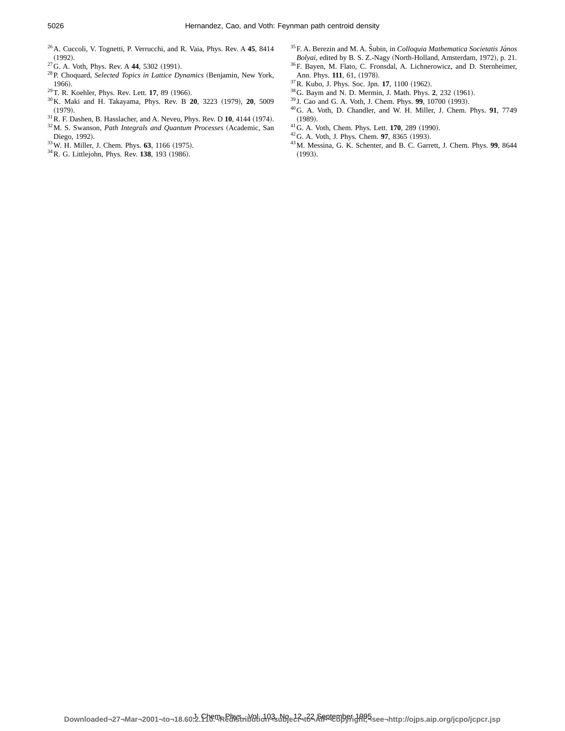[26] A. Cuccoli, V. Tognetti, P. Verrucchi, and R. Vaia, Phys. Rev. A **45**, 8414 (1992).
[27] G. A. Voth, Phys. Rev. A **44**, 5302 (1991).
[28] P. Choquard, *Selected Topics in Lattice Dynamics* (Benjamin, New York, 1966).
[29] T. R. Koehler, Phys. Rev. Lett. **17**, 89 (1966).
[30] K. Maki and H. Takayama, Phys. Rev. B **20**, 3223 (1979), **20**, 5009 (1979).
[31] R. F. Dashen, B. Hasslacher, and A. Neveu, Phys. Rev. D **10**, 4144 (1974).
[32] M. S. Swanson, *Path Integrals and Quantum Processes* (Academic, San Diego, 1992).
[33] W. H. Miller, J. Chem. Phys. **63**, 1166 (1975).
[34] R. G. Littlejohn, Phys. Rev. **138**, 193 (1986).
[35] F. A. Berezin and M. A. Šubin, in *Colloquia Mathematica Societatis János Bolyai*, edited by B. S. Z.-Nagy (North-Holland, Amsterdam, 1972), p. 21.
[36] F. Bayen, M. Flato, C. Fronsdal, A. Lichnerowicz, and D. Sternheimer, Ann. Phys. **111**, 61, (1978).
[37] R. Kubo, J. Phys. Soc. Jpn. **17**, 1100 (1962).
[38] G. Baym and N. D. Mermin, J. Math. Phys. **2**, 232 (1961).
[39] J. Cao and G. A. Voth, J. Chem. Phys. **99**, 10700 (1993).
[40] G. A. Voth, D. Chandler, and W. H. Miller, J. Chem. Phys. **91**, 7749 (1989).
[41] G. A. Voth, Chem. Phys. Lett. **170**, 289 (1990).
[42] G. A. Voth, J. Phys. Chem. **97**, 8365 (1993).
[43] M. Messina, G. K. Schenter, and B. C. Garrett, J. Chem. Phys. **99**, 8644 (1993).